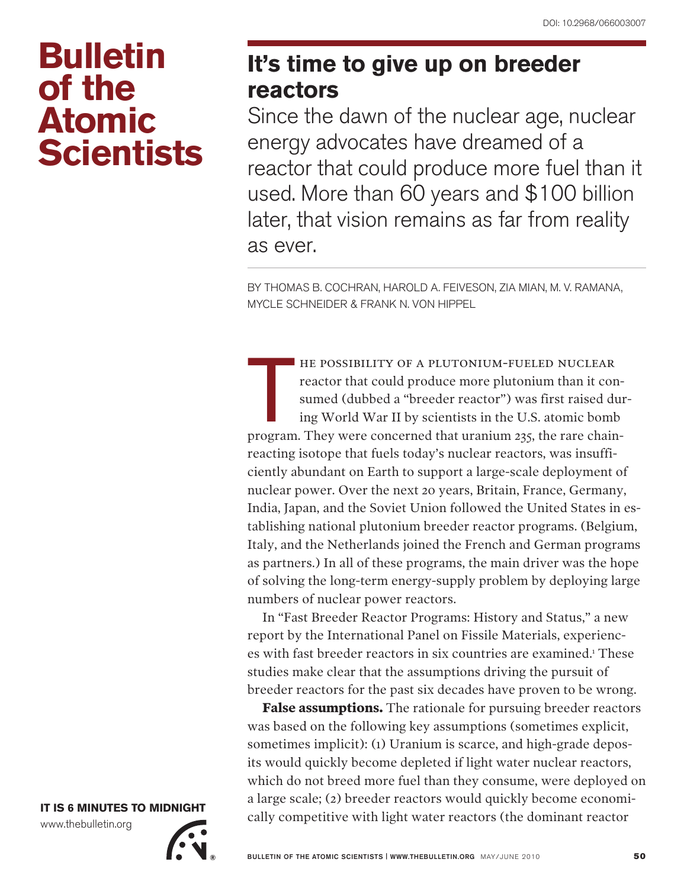# It's time to give up on breeder reactors

Since the dawn of the nuclear age, nuclear energy advocates have dreamed of a reactor that could produce more fuel than it used. More than 60 years and $100 billion later, that vision remains as far from reality as ever.

BY THOMAS B. COCHRAN, HAROLD A. FEIVESON, ZIA MIAN, M. V. RAMANA, MYCLE SCHNEIDER & FRANK N. VON HIPPEL

The possibility of a plutonium-fueled nuclear reactor that could produce more plutonium than it consumed (dubbed a "breeder reactor") was first raised during World War II by scientists in the U.S. atomic bomb program. They were concerned that uranium 235, the rare chain-reacting isotope that fuels today's nuclear reactors, was insufficiently abundant on Earth to support a large-scale deployment of nuclear power. Over the next 20 years, Britain, France, Germany, India, Japan, and the Soviet Union followed the United States in establishing national plutonium breeder reactor programs. (Belgium, Italy, and the Netherlands joined the French and German programs as partners.) In all of these programs, the main driver was the hope of solving the long-term energy-supply problem by deploying large numbers of nuclear power reactors.

In "Fast Breeder Reactor Programs: History and Status," a new report by the International Panel on Fissile Materials, experiences with fast breeder reactors in six countries are examined.[1] These studies make clear that the assumptions driving the pursuit of breeder reactors for the past six decades have proven to be wrong.

**False assumptions.** The rationale for pursuing breeder reactors was based on the following key assumptions (sometimes explicit, sometimes implicit): (1) Uranium is scarce, and high-grade deposits would quickly become depleted if light water nuclear reactors, which do not breed more fuel than they consume, were deployed on a large scale; (2) breeder reactors would quickly become economically competitive with light water reactors (the dominant reactor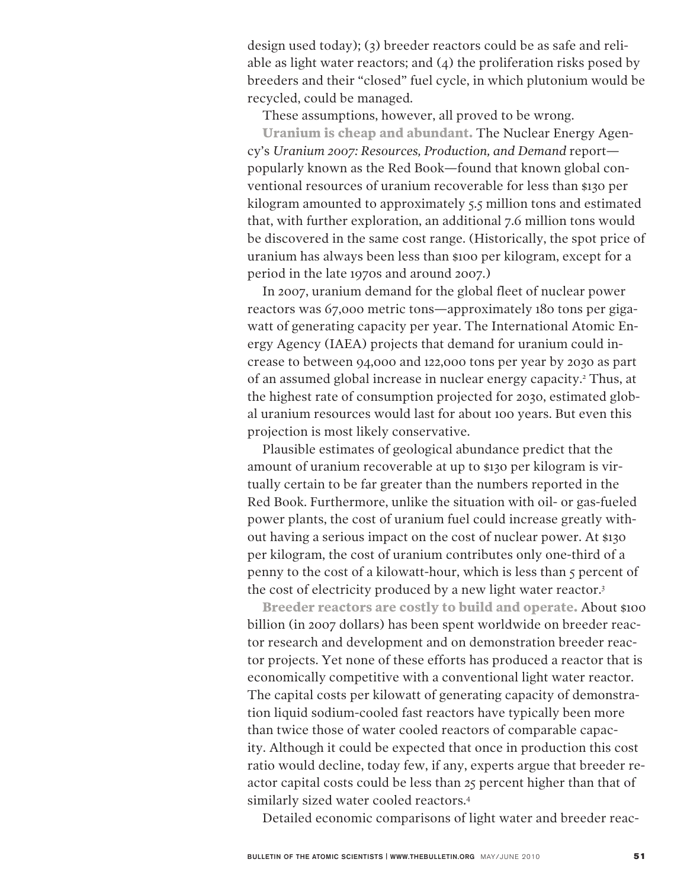design used today); (3) breeder reactors could be as safe and reliable as light water reactors; and (4) the proliferation risks posed by breeders and their "closed" fuel cycle, in which plutonium would be recycled, could be managed.

These assumptions, however, all proved to be wrong.

**Uranium is cheap and abundant.** The Nuclear Energy Agency's *Uranium 2007: Resources, Production, and Demand* report—popularly known as the Red Book—found that known global conventional resources of uranium recoverable for less than $130 per kilogram amounted to approximately 5.5 million tons and estimated that, with further exploration, an additional 7.6 million tons would be discovered in the same cost range. (Historically, the spot price of uranium has always been less than $100 per kilogram, except for a period in the late 1970s and around 2007.)

In 2007, uranium demand for the global fleet of nuclear power reactors was 67,000 metric tons—approximately 180 tons per gigawatt of generating capacity per year. The International Atomic Energy Agency (IAEA) projects that demand for uranium could increase to between 94,000 and 122,000 tons per year by 2030 as part of an assumed global increase in nuclear energy capacity.[2] Thus, at the highest rate of consumption projected for 2030, estimated global uranium resources would last for about 100 years. But even this projection is most likely conservative.

Plausible estimates of geological abundance predict that the amount of uranium recoverable at up to $130 per kilogram is virtually certain to be far greater than the numbers reported in the Red Book. Furthermore, unlike the situation with oil- or gas-fueled power plants, the cost of uranium fuel could increase greatly without having a serious impact on the cost of nuclear power. At $130 per kilogram, the cost of uranium contributes only one-third of a penny to the cost of a kilowatt-hour, which is less than 5 percent of the cost of electricity produced by a new light water reactor.[3]

**Breeder reactors are costly to build and operate.** About $100 billion (in 2007 dollars) has been spent worldwide on breeder reactor research and development and on demonstration breeder reactor projects. Yet none of these efforts has produced a reactor that is economically competitive with a conventional light water reactor. The capital costs per kilowatt of generating capacity of demonstration liquid sodium-cooled fast reactors have typically been more than twice those of water cooled reactors of comparable capacity. Although it could be expected that once in production this cost ratio would decline, today few, if any, experts argue that breeder reactor capital costs could be less than 25 percent higher than that of similarly sized water cooled reactors.[4]

Detailed economic comparisons of light water and breeder reac-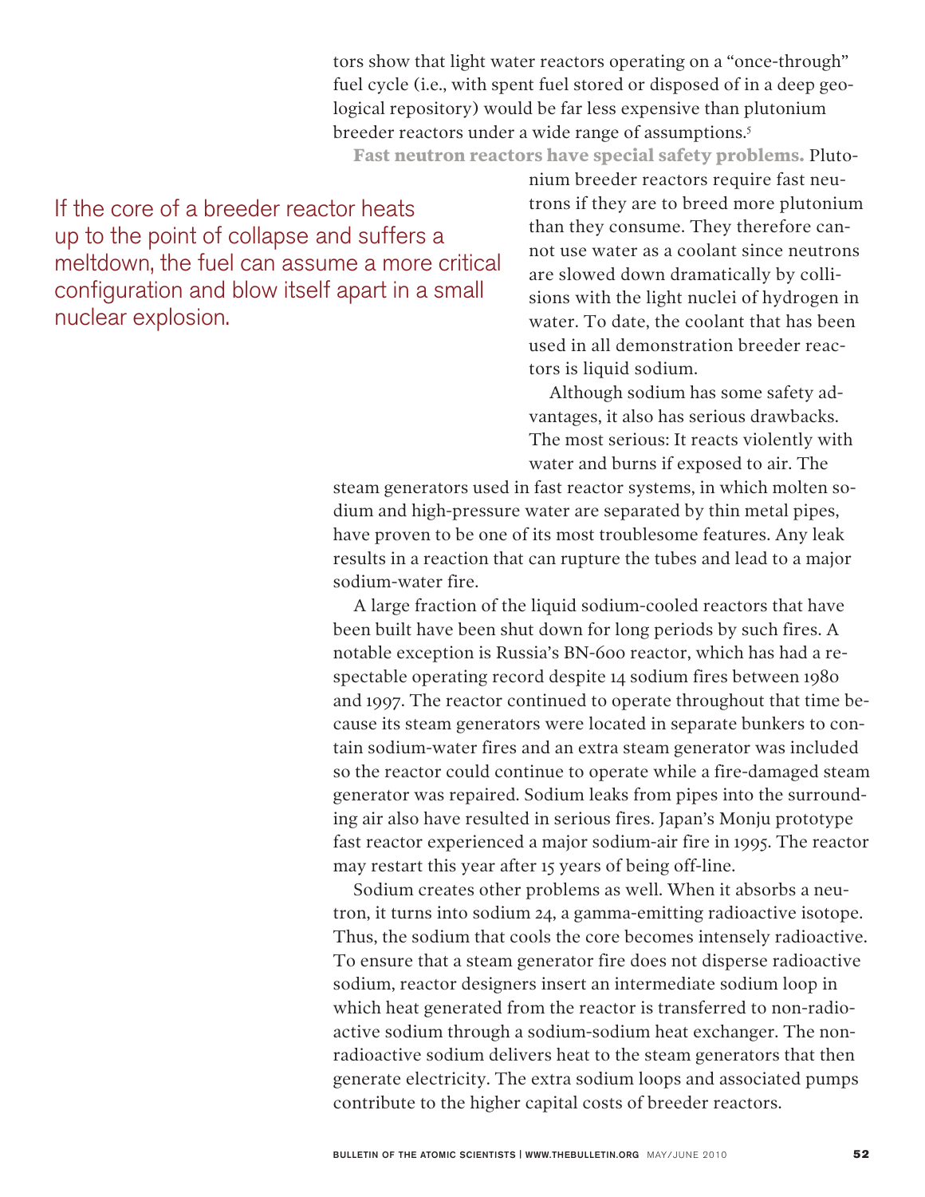tors show that light water reactors operating on a "once-through" fuel cycle (i.e., with spent fuel stored or disposed of in a deep geological repository) would be far less expensive than plutonium breeder reactors under a wide range of assumptions.[5]

**Fast neutron reactors have special safety problems.** Plutonium breeder reactors require fast neutrons if they are to breed more plutonium than they consume. They therefore cannot use water as a coolant since neutrons are slowed down dramatically by collisions with the light nuclei of hydrogen in water. To date, the coolant that has been used in all demonstration breeder reactors is liquid sodium.

> If the core of a breeder reactor heats up to the point of collapse and suffers a meltdown, the fuel can assume a more critical configuration and blow itself apart in a small nuclear explosion.

Although sodium has some safety advantages, it also has serious drawbacks. The most serious: It reacts violently with water and burns if exposed to air. The steam generators used in fast reactor systems, in which molten sodium and high-pressure water are separated by thin metal pipes, have proven to be one of its most troublesome features. Any leak results in a reaction that can rupture the tubes and lead to a major sodium-water fire.

A large fraction of the liquid sodium-cooled reactors that have been built have been shut down for long periods by such fires. A notable exception is Russia's BN-600 reactor, which has had a respectable operating record despite 14 sodium fires between 1980 and 1997. The reactor continued to operate throughout that time because its steam generators were located in separate bunkers to contain sodium-water fires and an extra steam generator was included so the reactor could continue to operate while a fire-damaged steam generator was repaired. Sodium leaks from pipes into the surrounding air also have resulted in serious fires. Japan's Monju prototype fast reactor experienced a major sodium-air fire in 1995. The reactor may restart this year after 15 years of being off-line.

Sodium creates other problems as well. When it absorbs a neutron, it turns into sodium 24, a gamma-emitting radioactive isotope. Thus, the sodium that cools the core becomes intensely radioactive. To ensure that a steam generator fire does not disperse radioactive sodium, reactor designers insert an intermediate sodium loop in which heat generated from the reactor is transferred to non-radioactive sodium through a sodium-sodium heat exchanger. The non-radioactive sodium delivers heat to the steam generators that then generate electricity. The extra sodium loops and associated pumps contribute to the higher capital costs of breeder reactors.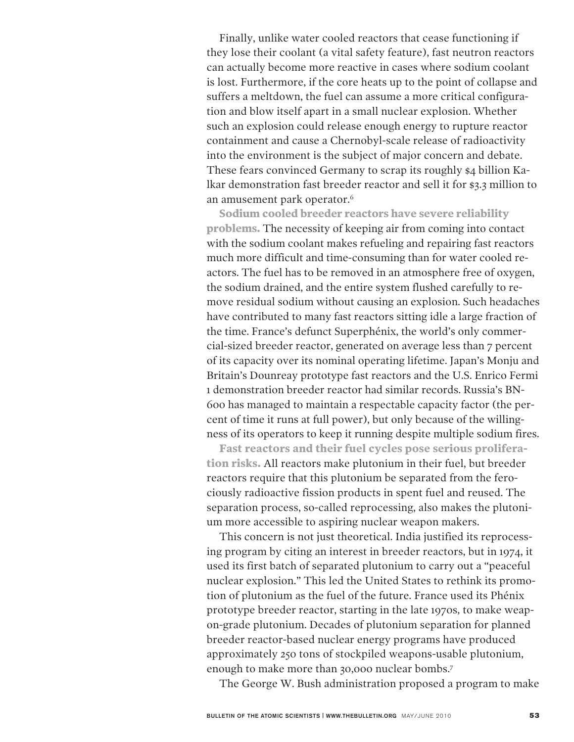Finally, unlike water cooled reactors that cease functioning if they lose their coolant (a vital safety feature), fast neutron reactors can actually become more reactive in cases where sodium coolant is lost. Furthermore, if the core heats up to the point of collapse and suffers a meltdown, the fuel can assume a more critical configuration and blow itself apart in a small nuclear explosion. Whether such an explosion could release enough energy to rupture reactor containment and cause a Chernobyl-scale release of radioactivity into the environment is the subject of major concern and debate. These fears convinced Germany to scrap its roughly $4 billion Kalkar demonstration fast breeder reactor and sell it for $3.3 million to an amusement park operator.[6]

**Sodium cooled breeder reactors have severe reliability problems.** The necessity of keeping air from coming into contact with the sodium coolant makes refueling and repairing fast reactors much more difficult and time-consuming than for water cooled reactors. The fuel has to be removed in an atmosphere free of oxygen, the sodium drained, and the entire system flushed carefully to remove residual sodium without causing an explosion. Such headaches have contributed to many fast reactors sitting idle a large fraction of the time. France's defunct Superphénix, the world's only commercial-sized breeder reactor, generated on average less than 7 percent of its capacity over its nominal operating lifetime. Japan's Monju and Britain's Dounreay prototype fast reactors and the U.S. Enrico Fermi 1 demonstration breeder reactor had similar records. Russia's BN-600 has managed to maintain a respectable capacity factor (the percent of time it runs at full power), but only because of the willingness of its operators to keep it running despite multiple sodium fires.

**Fast reactors and their fuel cycles pose serious proliferation risks.** All reactors make plutonium in their fuel, but breeder reactors require that this plutonium be separated from the ferociously radioactive fission products in spent fuel and reused. The separation process, so-called reprocessing, also makes the plutonium more accessible to aspiring nuclear weapon makers.

This concern is not just theoretical. India justified its reprocessing program by citing an interest in breeder reactors, but in 1974, it used its first batch of separated plutonium to carry out a "peaceful nuclear explosion." This led the United States to rethink its promotion of plutonium as the fuel of the future. France used its Phénix prototype breeder reactor, starting in the late 1970s, to make weapon-grade plutonium. Decades of plutonium separation for planned breeder reactor-based nuclear energy programs have produced approximately 250 tons of stockpiled weapons-usable plutonium, enough to make more than 30,000 nuclear bombs.[7]

The George W. Bush administration proposed a program to make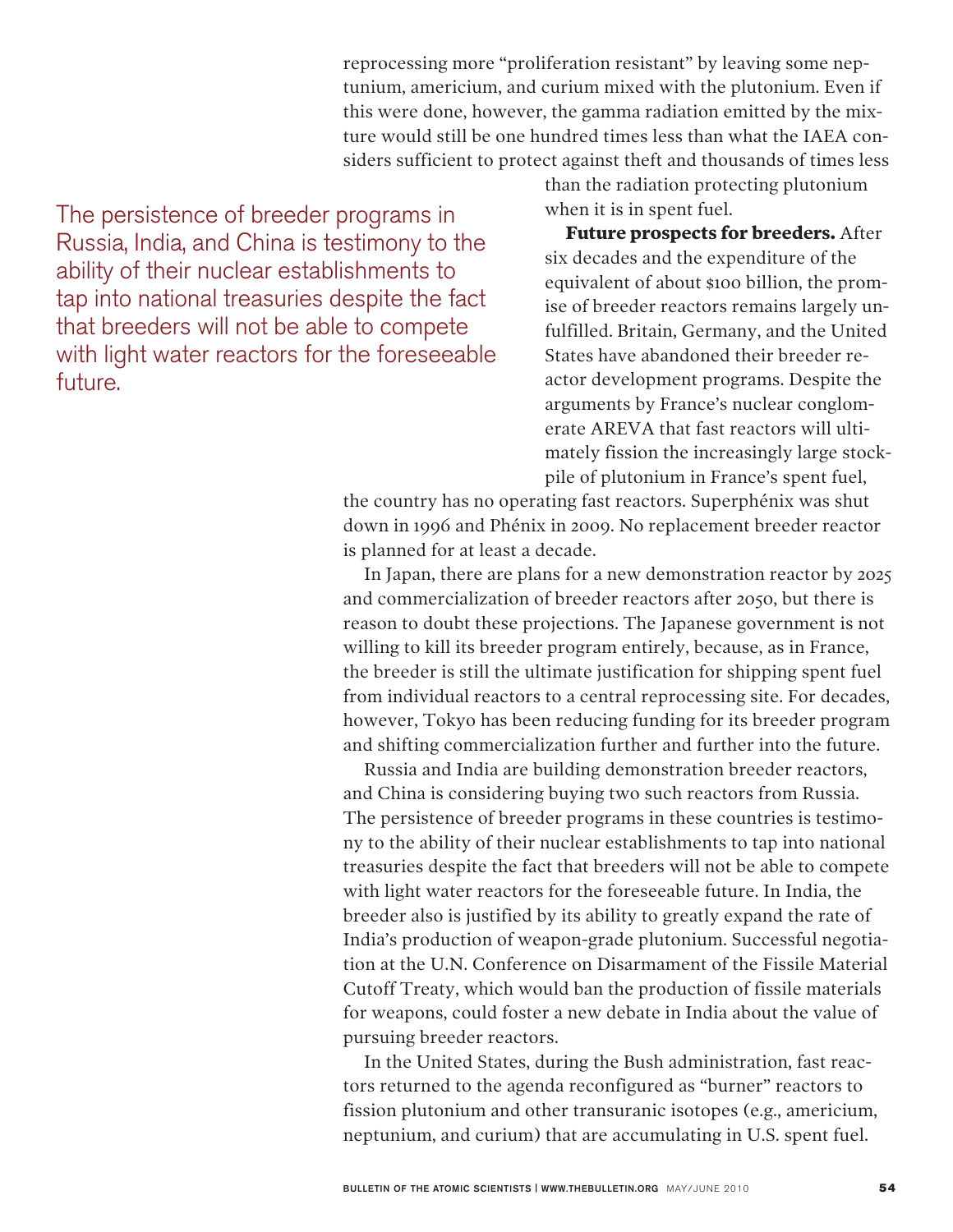reprocessing more "proliferation resistant" by leaving some neptunium, americium, and curium mixed with the plutonium. Even if this were done, however, the gamma radiation emitted by the mixture would still be one hundred times less than what the IAEA considers sufficient to protect against theft and thousands of times less than the radiation protecting plutonium when it is in spent fuel.

> The persistence of breeder programs in Russia, India, and China is testimony to the ability of their nuclear establishments to tap into national treasuries despite the fact that breeders will not be able to compete with light water reactors for the foreseeable future.

**Future prospects for breeders.** After six decades and the expenditure of the equivalent of about $100 billion, the promise of breeder reactors remains largely unfulfilled. Britain, Germany, and the United States have abandoned their breeder reactor development programs. Despite the arguments by France's nuclear conglomerate AREVA that fast reactors will ultimately fission the increasingly large stockpile of plutonium in France's spent fuel, the country has no operating fast reactors. Superphénix was shut down in 1996 and Phénix in 2009. No replacement breeder reactor is planned for at least a decade.

In Japan, there are plans for a new demonstration reactor by 2025 and commercialization of breeder reactors after 2050, but there is reason to doubt these projections. The Japanese government is not willing to kill its breeder program entirely, because, as in France, the breeder is still the ultimate justification for shipping spent fuel from individual reactors to a central reprocessing site. For decades, however, Tokyo has been reducing funding for its breeder program and shifting commercialization further and further into the future.

Russia and India are building demonstration breeder reactors, and China is considering buying two such reactors from Russia. The persistence of breeder programs in these countries is testimony to the ability of their nuclear establishments to tap into national treasuries despite the fact that breeders will not be able to compete with light water reactors for the foreseeable future. In India, the breeder also is justified by its ability to greatly expand the rate of India's production of weapon-grade plutonium. Successful negotiation at the U.N. Conference on Disarmament of the Fissile Material Cutoff Treaty, which would ban the production of fissile materials for weapons, could foster a new debate in India about the value of pursuing breeder reactors.

In the United States, during the Bush administration, fast reactors returned to the agenda reconfigured as "burner" reactors to fission plutonium and other transuranic isotopes (e.g., americium, neptunium, and curium) that are accumulating in U.S. spent fuel.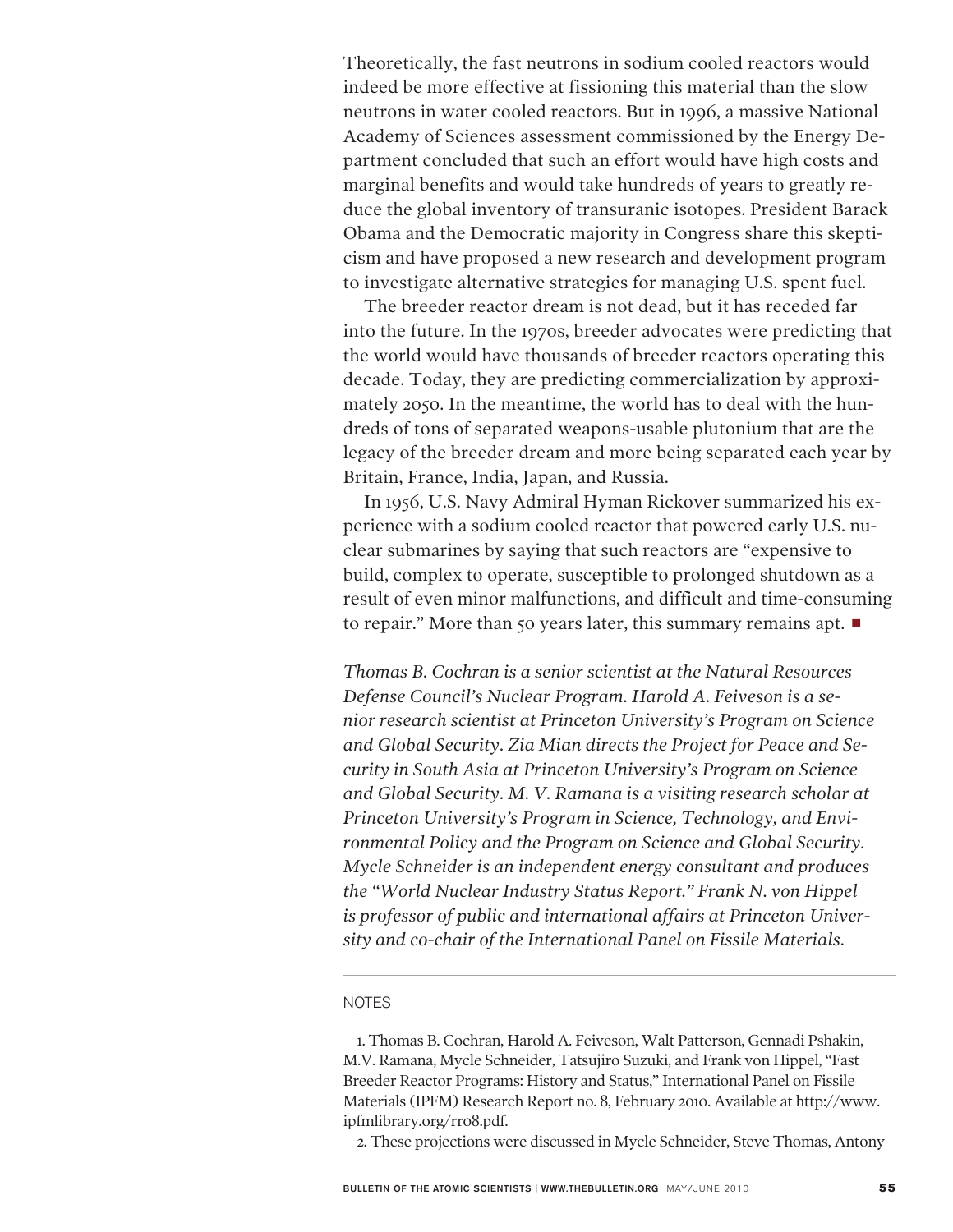Theoretically, the fast neutrons in sodium cooled reactors would indeed be more effective at fissioning this material than the slow neutrons in water cooled reactors. But in 1996, a massive National Academy of Sciences assessment commissioned by the Energy Department concluded that such an effort would have high costs and marginal benefits and would take hundreds of years to greatly reduce the global inventory of transuranic isotopes. President Barack Obama and the Democratic majority in Congress share this skepticism and have proposed a new research and development program to investigate alternative strategies for managing U.S. spent fuel.

The breeder reactor dream is not dead, but it has receded far into the future. In the 1970s, breeder advocates were predicting that the world would have thousands of breeder reactors operating this decade. Today, they are predicting commercialization by approximately 2050. In the meantime, the world has to deal with the hundreds of tons of separated weapons-usable plutonium that are the legacy of the breeder dream and more being separated each year by Britain, France, India, Japan, and Russia.

In 1956, U.S. Navy Admiral Hyman Rickover summarized his experience with a sodium cooled reactor that powered early U.S. nuclear submarines by saying that such reactors are "expensive to build, complex to operate, susceptible to prolonged shutdown as a result of even minor malfunctions, and difficult and time-consuming to repair." More than 50 years later, this summary remains apt. ■

*Thomas B. Cochran is a senior scientist at the Natural Resources Defense Council's Nuclear Program. Harold A. Feiveson is a senior research scientist at Princeton University's Program on Science and Global Security. Zia Mian directs the Project for Peace and Security in South Asia at Princeton University's Program on Science and Global Security. M. V. Ramana is a visiting research scholar at Princeton University's Program in Science, Technology, and Environmental Policy and the Program on Science and Global Security. Mycle Schneider is an independent energy consultant and produces the "World Nuclear Industry Status Report." Frank N. von Hippel is professor of public and international affairs at Princeton University and co-chair of the International Panel on Fissile Materials.*

## NOTES

1. Thomas B. Cochran, Harold A. Feiveson, Walt Patterson, Gennadi Pshakin, M.V. Ramana, Mycle Schneider, Tatsujiro Suzuki, and Frank von Hippel, "Fast Breeder Reactor Programs: History and Status," International Panel on Fissile Materials (IPFM) Research Report no. 8, February 2010. Available at http://www.ipfmlibrary.org/rr08.pdf.

2. These projections were discussed in Mycle Schneider, Steve Thomas, Antony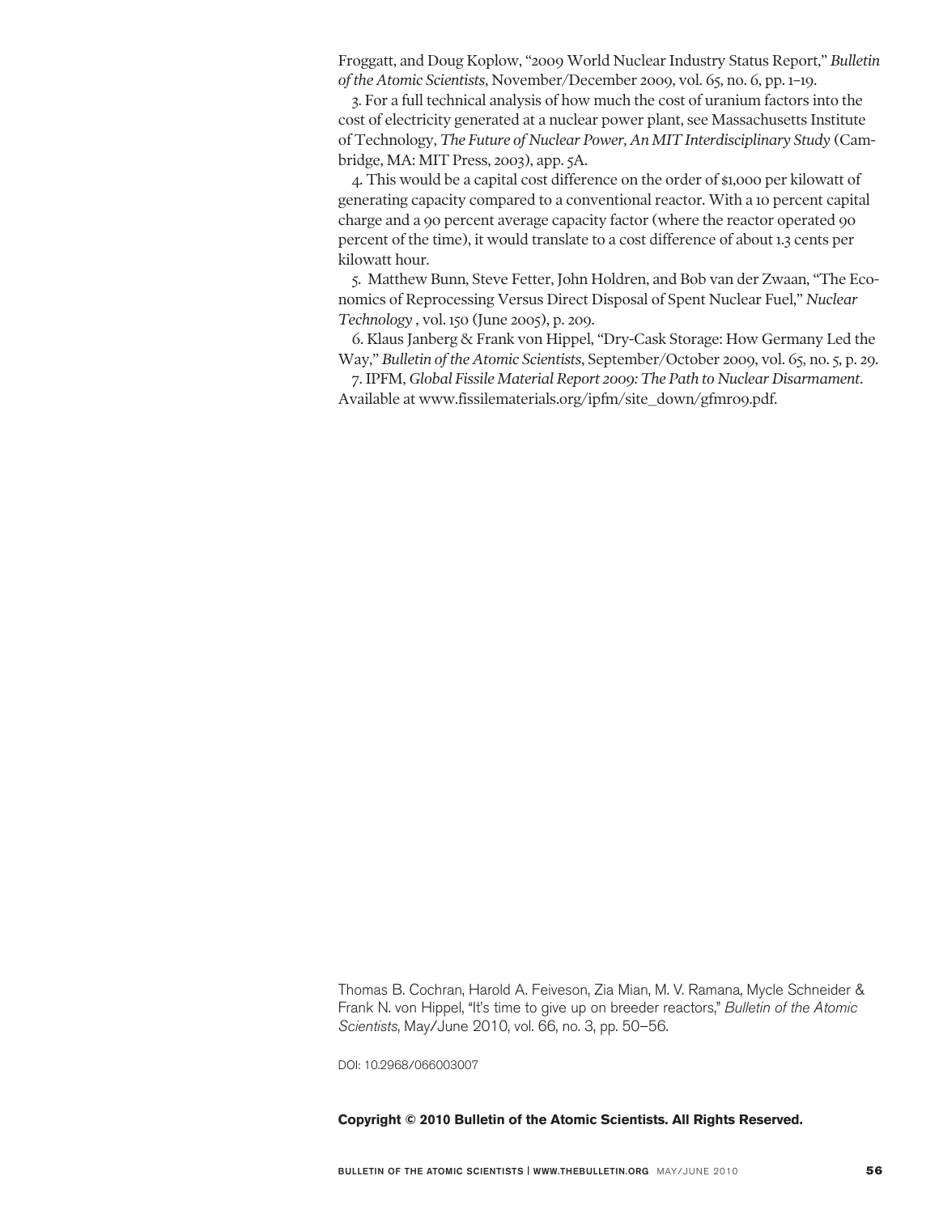Froggatt, and Doug Koplow, "2009 World Nuclear Industry Status Report," *Bulletin of the Atomic Scientists*, November/December 2009, vol. 65, no. 6, pp. 1–19.

3. For a full technical analysis of how much the cost of uranium factors into the cost of electricity generated at a nuclear power plant, see Massachusetts Institute of Technology, *The Future of Nuclear Power, An MIT Interdisciplinary Study* (Cambridge, MA: MIT Press, 2003), app. 5A.

4. This would be a capital cost difference on the order of $1,000 per kilowatt of generating capacity compared to a conventional reactor. With a 10 percent capital charge and a 90 percent average capacity factor (where the reactor operated 90 percent of the time), it would translate to a cost difference of about 1.3 cents per kilowatt hour.

5. Matthew Bunn, Steve Fetter, John Holdren, and Bob van der Zwaan, "The Economics of Reprocessing Versus Direct Disposal of Spent Nuclear Fuel," *Nuclear Technology* , vol. 150 (June 2005), p. 209.

6. Klaus Janberg & Frank von Hippel, "Dry-Cask Storage: How Germany Led the Way," *Bulletin of the Atomic Scientists*, September/October 2009, vol. 65, no. 5, p. 29.

7. IPFM, *Global Fissile Material Report 2009: The Path to Nuclear Disarmament*. Available at www.fissilematerials.org/ipfm/site_down/gfmr09.pdf.

Thomas B. Cochran, Harold A. Feiveson, Zia Mian, M. V. Ramana, Mycle Schneider & Frank N. von Hippel, "It's time to give up on breeder reactors," *Bulletin of the Atomic Scientists*, May/June 2010, vol. 66, no. 3, pp. 50–56.

DOI: 10.2968/066003007

**Copyright © 2010 Bulletin of the Atomic Scientists. All Rights Reserved.**